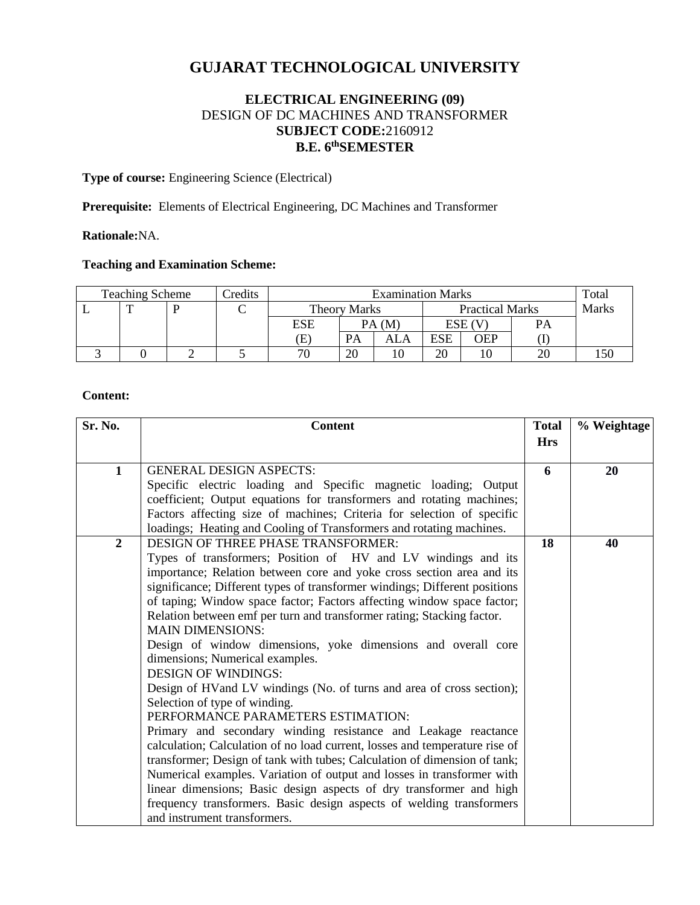# GUJARAT TECHNOLOGICAL UNIVERSITY

**ELECTRICAL ENGINEERING (09)**
DESIGN OF DC MACHINES AND TRANSFORMER
**SUBJECT CODE:**2160912
**B.E. 6thSEMESTER**

**Type of course:** Engineering Science (Electrical)

**Prerequisite:** Elements of Electrical Engineering, DC Machines and Transformer

**Rationale:**NA.

**Teaching and Examination Scheme:**

| Teaching Scheme | | | Credits | Examination Marks | | | | | | Total Marks |
|---|---|---|---|---|---|---|---|---|---|---|
| | | | | Theory Marks | | | Practical Marks | | | |
| L | T | P | C | ESE (E) | PA (M) | | ESE (V) | | PA (I) | |
| | | | | | PA | ALA | ESE | OEP | | |
| 3 | 0 | 2 | 5 | 70 | 20 | 10 | 20 | 10 | 20 | 150 |

**Content:**

| Sr. No. | Content | Total Hrs | % Weightage |
|---|---|---|---|
| **1** | GENERAL DESIGN ASPECTS:<br>Specific electric loading and Specific magnetic loading; Output coefficient; Output equations for transformers and rotating machines; Factors affecting size of machines; Criteria for selection of specific loadings; Heating and Cooling of Transformers and rotating machines. | **6** | **20** |
| **2** | DESIGN OF THREE PHASE TRANSFORMER:<br>Types of transformers; Position of HV and LV windings and its importance; Relation between core and yoke cross section area and its significance; Different types of transformer windings; Different positions of taping; Window space factor; Factors affecting window space factor; Relation between emf per turn and transformer rating; Stacking factor.<br>MAIN DIMENSIONS:<br>Design of window dimensions, yoke dimensions and overall core dimensions; Numerical examples.<br>DESIGN OF WINDINGS:<br>Design of HVand LV windings (No. of turns and area of cross section); Selection of type of winding.<br>PERFORMANCE PARAMETERS ESTIMATION:<br>Primary and secondary winding resistance and Leakage reactance calculation; Calculation of no load current, losses and temperature rise of transformer; Design of tank with tubes; Calculation of dimension of tank; Numerical examples. Variation of output and losses in transformer with linear dimensions; Basic design aspects of dry transformer and high frequency transformers. Basic design aspects of welding transformers and instrument transformers. | **18** | **40** |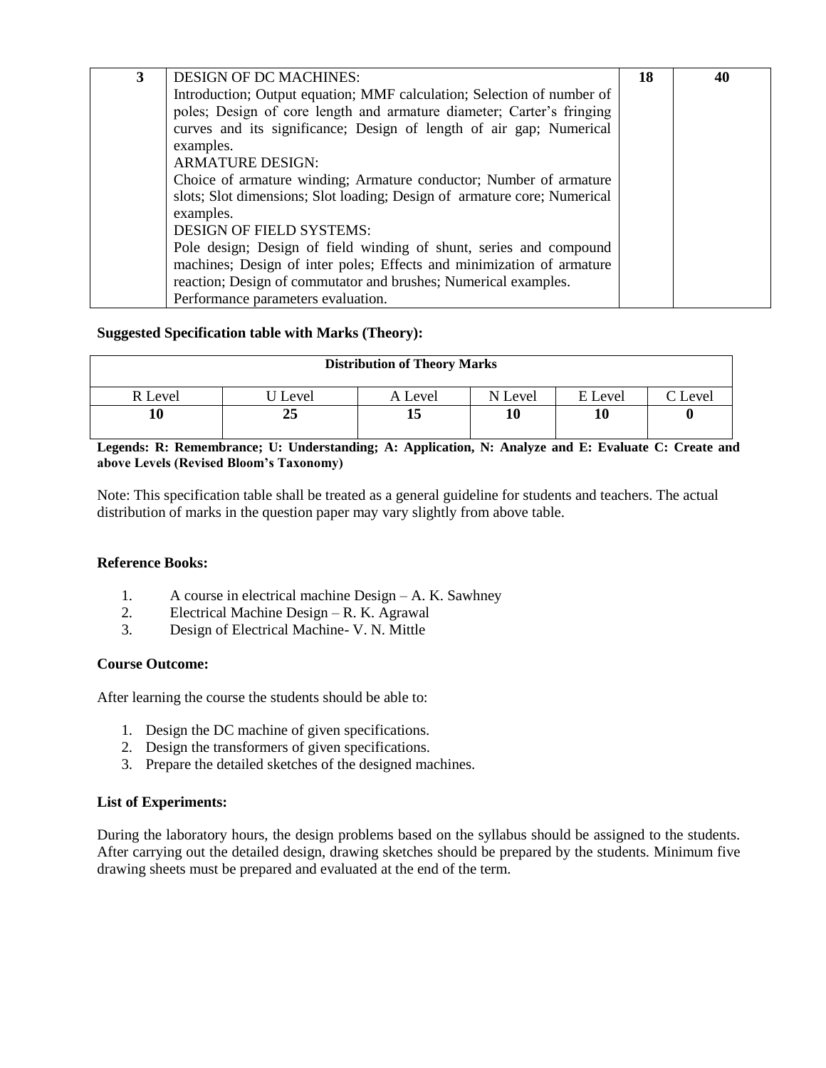| 3 | DESIGN OF DC MACHINES:<br>Introduction; Output equation; MMF calculation; Selection of number of poles; Design of core length and armature diameter; Carter's fringing curves and its significance; Design of length of air gap; Numerical examples.<br>ARMATURE DESIGN:<br>Choice of armature winding; Armature conductor; Number of armature slots; Slot dimensions; Slot loading; Design of armature core; Numerical examples.<br>DESIGN OF FIELD SYSTEMS:<br>Pole design; Design of field winding of shunt, series and compound machines; Design of inter poles; Effects and minimization of armature reaction; Design of commutator and brushes; Numerical examples.<br>Performance parameters evaluation. | 18 | 40 |
|---|---|---|---|

**Suggested Specification table with Marks (Theory):**

| Distribution of Theory Marks | | | | | |
|---|---|---|---|---|---|
| R Level | U Level | A Level | N Level | E Level | C Level |
| **10** | **25** | **15** | **10** | **10** | **0** |

**Legends: R: Remembrance; U: Understanding; A: Application, N: Analyze and E: Evaluate C: Create and above Levels (Revised Bloom's Taxonomy)**

Note: This specification table shall be treated as a general guideline for students and teachers. The actual distribution of marks in the question paper may vary slightly from above table.

**Reference Books:**

1. A course in electrical machine Design – A. K. Sawhney
2. Electrical Machine Design – R. K. Agrawal
3. Design of Electrical Machine- V. N. Mittle

**Course Outcome:**

After learning the course the students should be able to:

1. Design the DC machine of given specifications.
2. Design the transformers of given specifications.
3. Prepare the detailed sketches of the designed machines.

**List of Experiments:**

During the laboratory hours, the design problems based on the syllabus should be assigned to the students. After carrying out the detailed design, drawing sketches should be prepared by the students. Minimum five drawing sheets must be prepared and evaluated at the end of the term.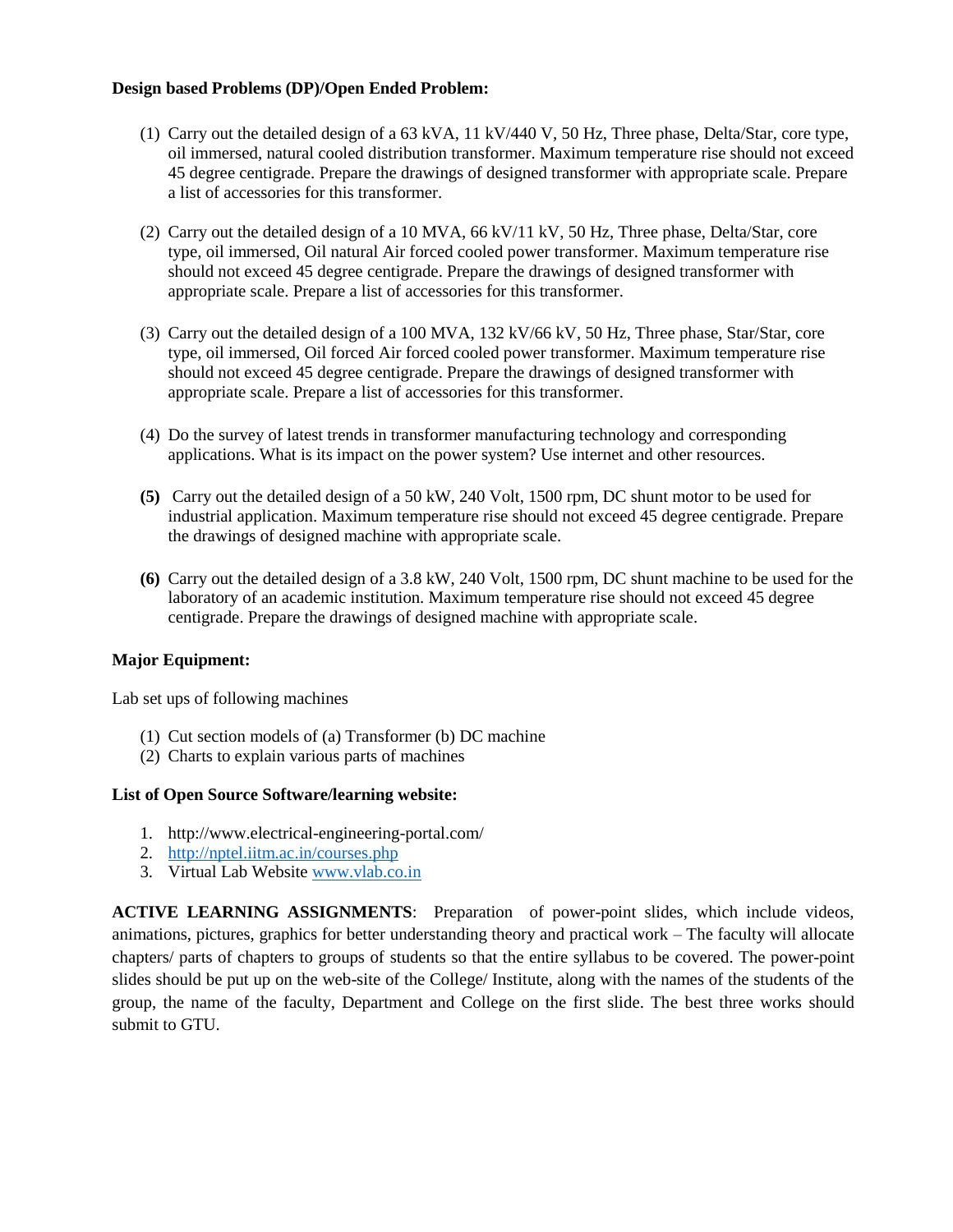**Design based Problems (DP)/Open Ended Problem:**

(1) Carry out the detailed design of a 63 kVA, 11 kV/440 V, 50 Hz, Three phase, Delta/Star, core type, oil immersed, natural cooled distribution transformer. Maximum temperature rise should not exceed 45 degree centigrade. Prepare the drawings of designed transformer with appropriate scale. Prepare a list of accessories for this transformer.

(2) Carry out the detailed design of a 10 MVA, 66 kV/11 kV, 50 Hz, Three phase, Delta/Star, core type, oil immersed, Oil natural Air forced cooled power transformer. Maximum temperature rise should not exceed 45 degree centigrade. Prepare the drawings of designed transformer with appropriate scale. Prepare a list of accessories for this transformer.

(3) Carry out the detailed design of a 100 MVA, 132 kV/66 kV, 50 Hz, Three phase, Star/Star, core type, oil immersed, Oil forced Air forced cooled power transformer. Maximum temperature rise should not exceed 45 degree centigrade. Prepare the drawings of designed transformer with appropriate scale. Prepare a list of accessories for this transformer.

(4) Do the survey of latest trends in transformer manufacturing technology and corresponding applications. What is its impact on the power system? Use internet and other resources.

**(5)** Carry out the detailed design of a 50 kW, 240 Volt, 1500 rpm, DC shunt motor to be used for industrial application. Maximum temperature rise should not exceed 45 degree centigrade. Prepare the drawings of designed machine with appropriate scale.

**(6)** Carry out the detailed design of a 3.8 kW, 240 Volt, 1500 rpm, DC shunt machine to be used for the laboratory of an academic institution. Maximum temperature rise should not exceed 45 degree centigrade. Prepare the drawings of designed machine with appropriate scale.

**Major Equipment:**

Lab set ups of following machines

(1) Cut section models of (a) Transformer (b) DC machine
(2) Charts to explain various parts of machines

**List of Open Source Software/learning website:**

1. http://www.electrical-engineering-portal.com/
2. http://nptel.iitm.ac.in/courses.php
3. Virtual Lab Website www.vlab.co.in

**ACTIVE LEARNING ASSIGNMENTS**: Preparation of power-point slides, which include videos, animations, pictures, graphics for better understanding theory and practical work – The faculty will allocate chapters/ parts of chapters to groups of students so that the entire syllabus to be covered. The power-point slides should be put up on the web-site of the College/ Institute, along with the names of the students of the group, the name of the faculty, Department and College on the first slide. The best three works should submit to GTU.